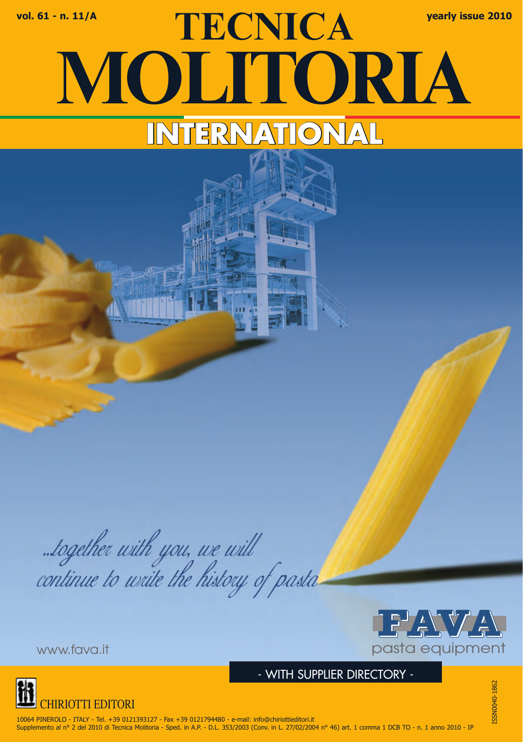vol. 61 - n. 11/A

# TECNICA MOLITORIA INTERNATIONAL

yearly issue 2010

*...together with you, we will continue to write the history of pasta*

www.fava.it

FAVA pasta equipment

- WITH SUPPLIER DIRECTORY -

CHIRIOTTI EDITORI

10064 PINEROLO - ITALY - Tel. +39 0121393127 - Fax +39 0121794480 - e-mail: info@chiriottieditori.it
Supplemento al n° 2 del 2010 di Tecnica Molitoria - Sped. in A.P. - D.L. 353/2003 (Conv. in L. 27/02/2004 n° 46) art. 1 comma 1 DCB TO - n. 1 anno 2010 - IP

ISSN0040-1862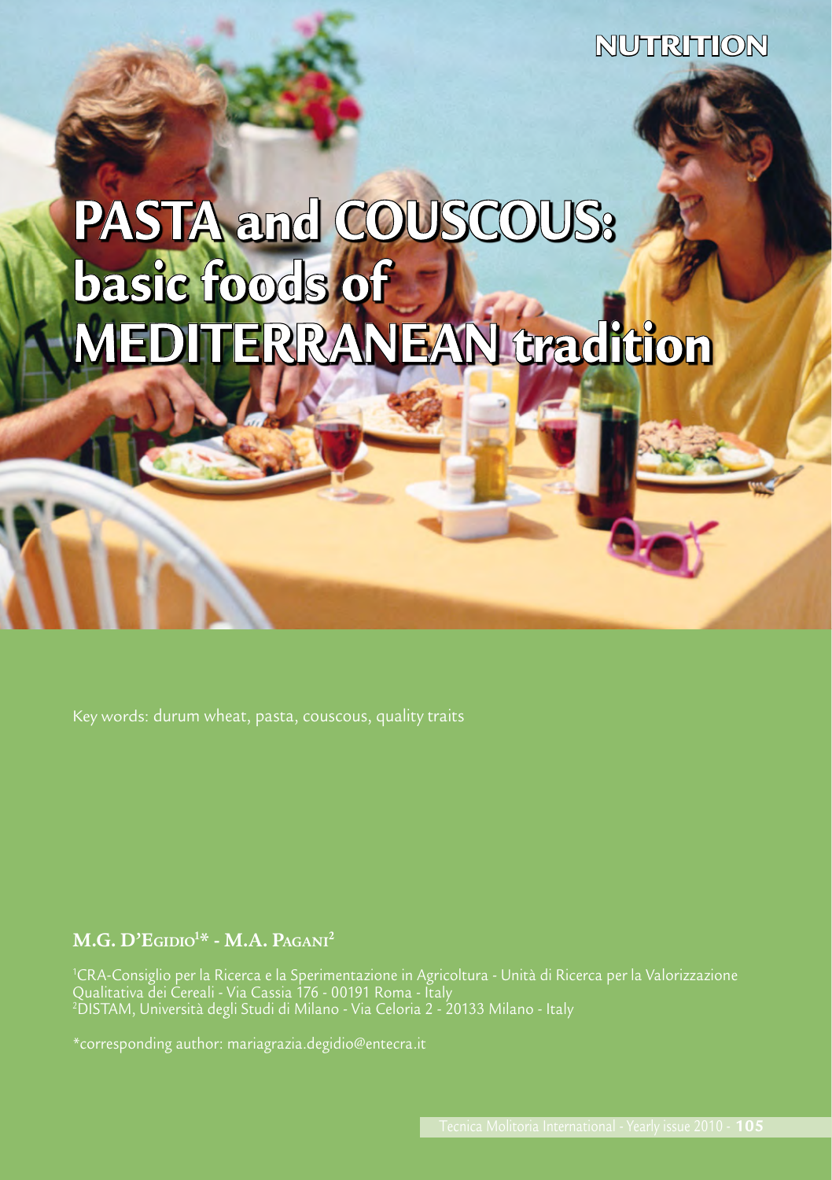# PASTA and COUSCOUS: basic foods of MEDITERRANEAN tradition

Key words: durum wheat, pasta, couscous, quality traits

**M.G. D'Egidio[1]\* - M.A. Pagani[2]**

[1]CRA-Consiglio per la Ricerca e la Sperimentazione in Agricoltura - Unità di Ricerca per la Valorizzazione Qualitativa dei Cereali - Via Cassia 176 - 00191 Roma - Italy
[2]DISTAM, Università degli Studi di Milano - Via Celoria 2 - 20133 Milano - Italy

\*corresponding author: mariagrazia.degidio@entecra.it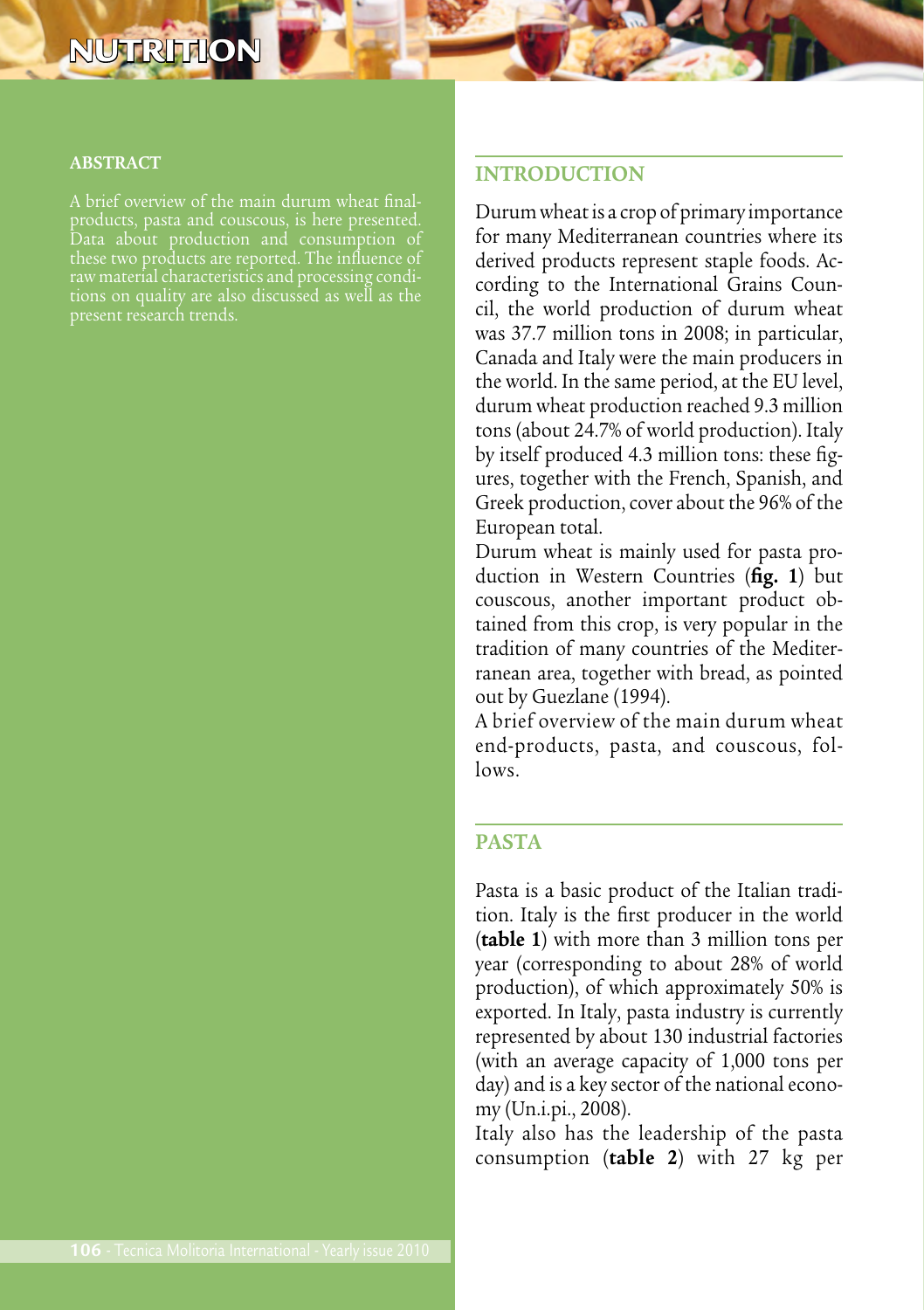# NUTRITION

## ABSTRACT

A brief overview of the main durum wheat final-products, pasta and couscous, is here presented. Data about production and consumption of these two products are reported. The influence of raw material characteristics and processing conditions on quality are also discussed as well as the present research trends.

## INTRODUCTION

Durum wheat is a crop of primary importance for many Mediterranean countries where its derived products represent staple foods. According to the International Grains Council, the world production of durum wheat was 37.7 million tons in 2008; in particular, Canada and Italy were the main producers in the world. In the same period, at the EU level, durum wheat production reached 9.3 million tons (about 24.7% of world production). Italy by itself produced 4.3 million tons: these figures, together with the French, Spanish, and Greek production, cover about the 96% of the European total.

Durum wheat is mainly used for pasta production in Western Countries (**fig. 1**) but couscous, another important product obtained from this crop, is very popular in the tradition of many countries of the Mediterranean area, together with bread, as pointed out by Guezlane (1994).

A brief overview of the main durum wheat end-products, pasta, and couscous, follows.

## PASTA

Pasta is a basic product of the Italian tradition. Italy is the first producer in the world (**table 1**) with more than 3 million tons per year (corresponding to about 28% of world production), of which approximately 50% is exported. In Italy, pasta industry is currently represented by about 130 industrial factories (with an average capacity of 1,000 tons per day) and is a key sector of the national economy (Un.i.pi., 2008).

Italy also has the leadership of the pasta consumption (**table 2**) with 27 kg per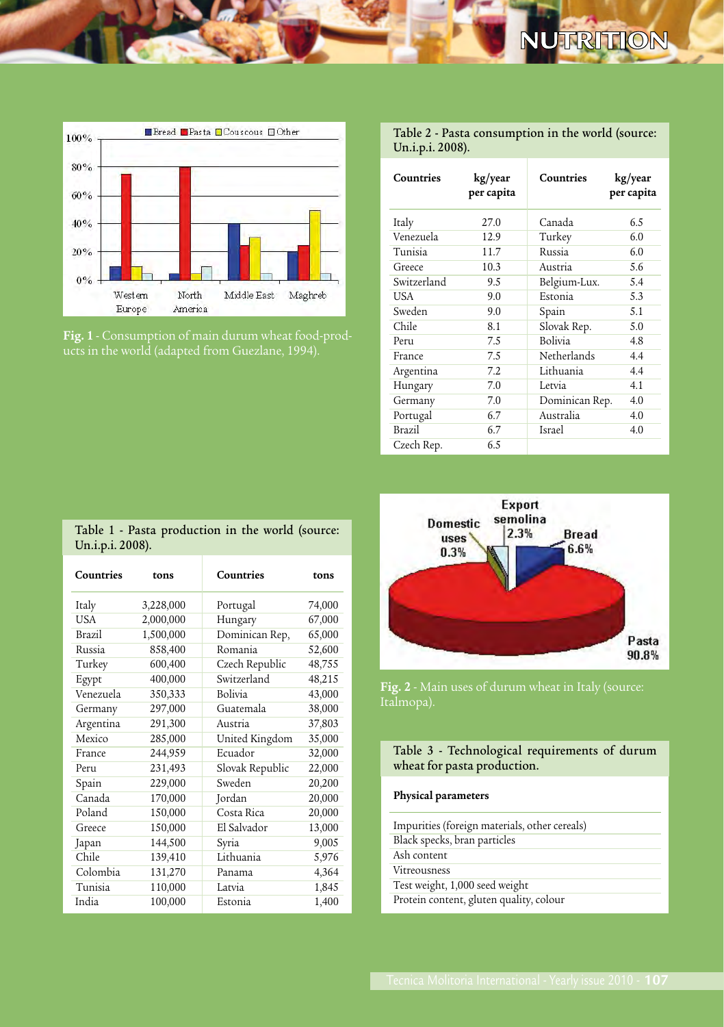Fig. 1 - Consumption of main durum wheat food-products in the world (adapted from Guezlane, 1994).

Table 2 - Pasta consumption in the world (source: Un.i.p.i. 2008).

| Countries | kg/year per capita | Countries | kg/year per capita |
|---|---|---|---|
| Italy | 27.0 | Canada | 6.5 |
| Venezuela | 12.9 | Turkey | 6.0 |
| Tunisia | 11.7 | Russia | 6.0 |
| Greece | 10.3 | Austria | 5.6 |
| Switzerland | 9.5 | Belgium-Lux. | 5.4 |
| USA | 9.0 | Estonia | 5.3 |
| Sweden | 9.0 | Spain | 5.1 |
| Chile | 8.1 | Slovak Rep. | 5.0 |
| Peru | 7.5 | Bolivia | 4.8 |
| France | 7.5 | Netherlands | 4.4 |
| Argentina | 7.2 | Lithuania | 4.4 |
| Hungary | 7.0 | Letvia | 4.1 |
| Germany | 7.0 | Dominican Rep. | 4.0 |
| Portugal | 6.7 | Australia | 4.0 |
| Brazil | 6.7 | Israel | 4.0 |
| Czech Rep. | 6.5 | | |

Table 1 - Pasta production in the world (source: Un.i.p.i. 2008).

| Countries | tons | Countries | tons |
|---|---|---|---|
| Italy | 3,228,000 | Portugal | 74,000 |
| USA | 2,000,000 | Hungary | 67,000 |
| Brazil | 1,500,000 | Dominican Rep, | 65,000 |
| Russia | 858,400 | Romania | 52,600 |
| Turkey | 600,400 | Czech Republic | 48,755 |
| Egypt | 400,000 | Switzerland | 48,215 |
| Venezuela | 350,333 | Bolivia | 43,000 |
| Germany | 297,000 | Guatemala | 38,000 |
| Argentina | 291,300 | Austria | 37,803 |
| Mexico | 285,000 | United Kingdom | 35,000 |
| France | 244,959 | Ecuador | 32,000 |
| Peru | 231,493 | Slovak Republic | 22,000 |
| Spain | 229,000 | Sweden | 20,200 |
| Canada | 170,000 | Jordan | 20,000 |
| Poland | 150,000 | Costa Rica | 20,000 |
| Greece | 150,000 | El Salvador | 13,000 |
| Japan | 144,500 | Syria | 9,005 |
| Chile | 139,410 | Lithuania | 5,976 |
| Colombia | 131,270 | Panama | 4,364 |
| Tunisia | 110,000 | Latvia | 1,845 |
| India | 100,000 | Estonia | 1,400 |

Fig. 2 - Main uses of durum wheat in Italy (source: Italmopa).

Table 3 - Technological requirements of durum wheat for pasta production.

| Physical parameters |
|---|
| Impurities (foreign materials, other cereals) |
| Black specks, bran particles |
| Ash content |
| Vitreousness |
| Test weight, 1,000 seed weight |
| Protein content, gluten quality, colour |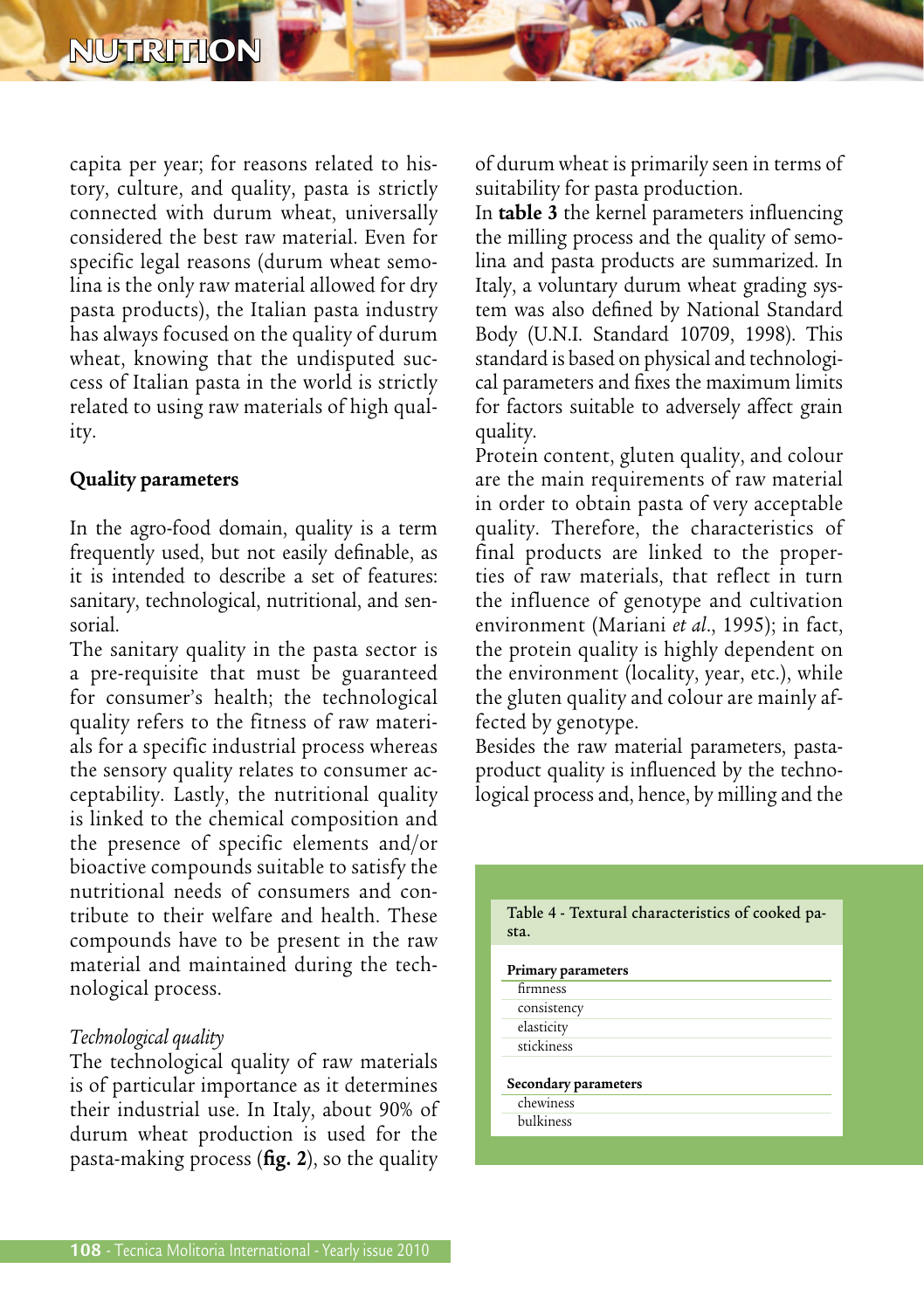capita per year; for reasons related to history, culture, and quality, pasta is strictly connected with durum wheat, universally considered the best raw material. Even for specific legal reasons (durum wheat semolina is the only raw material allowed for dry pasta products), the Italian pasta industry has always focused on the quality of durum wheat, knowing that the undisputed success of Italian pasta in the world is strictly related to using raw materials of high quality.

## Quality parameters

In the agro-food domain, quality is a term frequently used, but not easily definable, as it is intended to describe a set of features: sanitary, technological, nutritional, and sensorial.

The sanitary quality in the pasta sector is a pre-requisite that must be guaranteed for consumer's health; the technological quality refers to the fitness of raw materials for a specific industrial process whereas the sensory quality relates to consumer acceptability. Lastly, the nutritional quality is linked to the chemical composition and the presence of specific elements and/or bioactive compounds suitable to satisfy the nutritional needs of consumers and contribute to their welfare and health. These compounds have to be present in the raw material and maintained during the technological process.

### *Technological quality*

The technological quality of raw materials is of particular importance as it determines their industrial use. In Italy, about 90% of durum wheat production is used for the pasta-making process (**fig. 2**), so the quality of durum wheat is primarily seen in terms of suitability for pasta production.

In **table 3** the kernel parameters influencing the milling process and the quality of semolina and pasta products are summarized. In Italy, a voluntary durum wheat grading system was also defined by National Standard Body (U.N.I. Standard 10709, 1998). This standard is based on physical and technological parameters and fixes the maximum limits for factors suitable to adversely affect grain quality.

Protein content, gluten quality, and colour are the main requirements of raw material in order to obtain pasta of very acceptable quality. Therefore, the characteristics of final products are linked to the properties of raw materials, that reflect in turn the influence of genotype and cultivation environment (Mariani *et al*., 1995); in fact, the protein quality is highly dependent on the environment (locality, year, etc.), while the gluten quality and colour are mainly affected by genotype.

Besides the raw material parameters, pasta-product quality is influenced by the technological process and, hence, by milling and the

Table 4 - Textural characteristics of cooked pasta.

| Primary parameters |
|---|
| firmness |
| consistency |
| elasticity |
| stickiness |
| **Secondary parameters** |
| chewiness |
| bulkiness |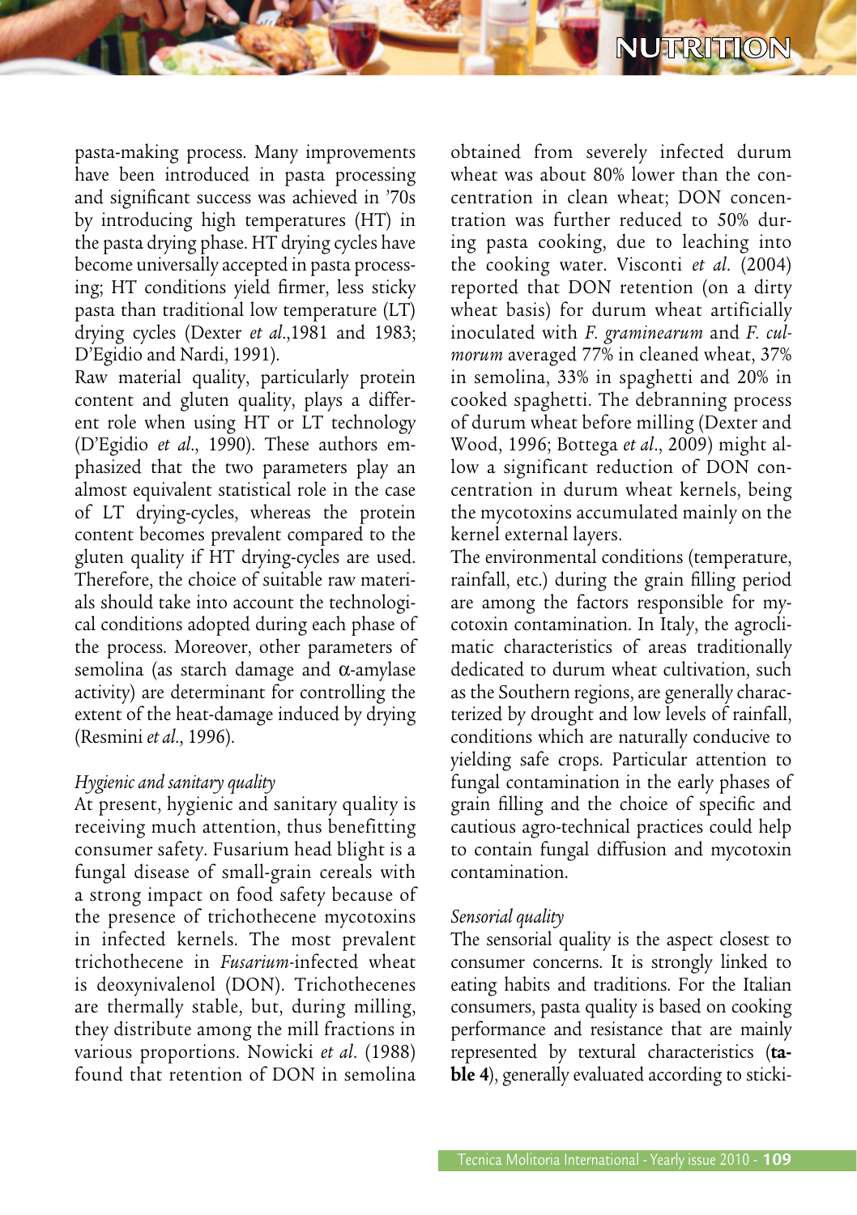pasta-making process. Many improvements have been introduced in pasta processing and significant success was achieved in '70s by introducing high temperatures (HT) in the pasta drying phase. HT drying cycles have become universally accepted in pasta processing; HT conditions yield firmer, less sticky pasta than traditional low temperature (LT) drying cycles (Dexter *et al.*,1981 and 1983; D'Egidio and Nardi, 1991).

Raw material quality, particularly protein content and gluten quality, plays a different role when using HT or LT technology (D'Egidio *et al.*, 1990). These authors emphasized that the two parameters play an almost equivalent statistical role in the case of LT drying-cycles, whereas the protein content becomes prevalent compared to the gluten quality if HT drying-cycles are used. Therefore, the choice of suitable raw materials should take into account the technological conditions adopted during each phase of the process. Moreover, other parameters of semolina (as starch damage and α-amylase activity) are determinant for controlling the extent of the heat-damage induced by drying (Resmini *et al.*, 1996).

*Hygienic and sanitary quality*

At present, hygienic and sanitary quality is receiving much attention, thus benefitting consumer safety. Fusarium head blight is a fungal disease of small-grain cereals with a strong impact on food safety because of the presence of trichothecene mycotoxins in infected kernels. The most prevalent trichothecene in *Fusarium*-infected wheat is deoxynivalenol (DON). Trichothecenes are thermally stable, but, during milling, they distribute among the mill fractions in various proportions. Nowicki *et al.* (1988) found that retention of DON in semolina obtained from severely infected durum wheat was about 80% lower than the concentration in clean wheat; DON concentration was further reduced to 50% during pasta cooking, due to leaching into the cooking water. Visconti *et al.* (2004) reported that DON retention (on a dirty wheat basis) for durum wheat artificially inoculated with *F. graminearum* and *F. culmorum* averaged 77% in cleaned wheat, 37% in semolina, 33% in spaghetti and 20% in cooked spaghetti. The debranning process of durum wheat before milling (Dexter and Wood, 1996; Bottega *et al.*, 2009) might allow a significant reduction of DON concentration in durum wheat kernels, being the mycotoxins accumulated mainly on the kernel external layers.

The environmental conditions (temperature, rainfall, etc.) during the grain filling period are among the factors responsible for mycotoxin contamination. In Italy, the agroclimatic characteristics of areas traditionally dedicated to durum wheat cultivation, such as the Southern regions, are generally characterized by drought and low levels of rainfall, conditions which are naturally conducive to yielding safe crops. Particular attention to fungal contamination in the early phases of grain filling and the choice of specific and cautious agro-technical practices could help to contain fungal diffusion and mycotoxin contamination.

*Sensorial quality*

The sensorial quality is the aspect closest to consumer concerns. It is strongly linked to eating habits and traditions. For the Italian consumers, pasta quality is based on cooking performance and resistance that are mainly represented by textural characteristics (**table 4**), generally evaluated according to sticki-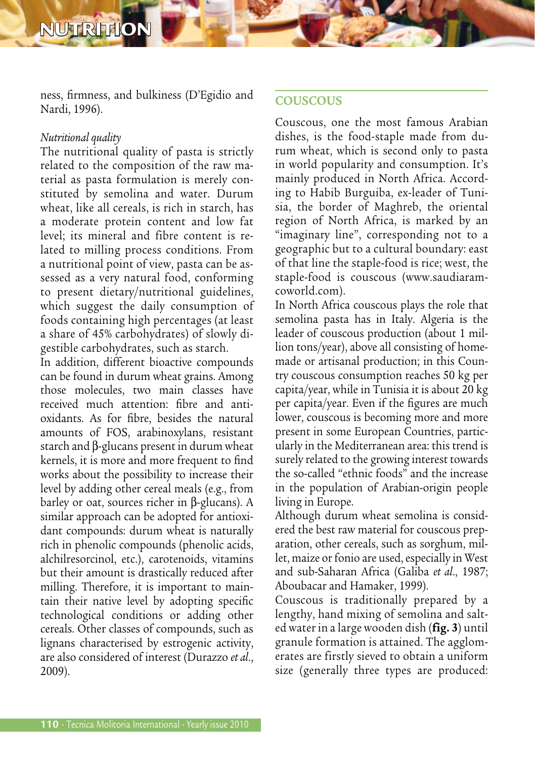ness, firmness, and bulkiness (D'Egidio and Nardi, 1996).

*Nutritional quality*

The nutritional quality of pasta is strictly related to the composition of the raw material as pasta formulation is merely constituted by semolina and water. Durum wheat, like all cereals, is rich in starch, has a moderate protein content and low fat level; its mineral and fibre content is related to milling process conditions. From a nutritional point of view, pasta can be assessed as a very natural food, conforming to present dietary/nutritional guidelines, which suggest the daily consumption of foods containing high percentages (at least a share of 45% carbohydrates) of slowly digestible carbohydrates, such as starch.

In addition, different bioactive compounds can be found in durum wheat grains. Among those molecules, two main classes have received much attention: fibre and antioxidants. As for fibre, besides the natural amounts of FOS, arabinoxylans, resistant starch and β-glucans present in durum wheat kernels, it is more and more frequent to find works about the possibility to increase their level by adding other cereal meals (e.g., from barley or oat, sources richer in β-glucans). A similar approach can be adopted for antioxidant compounds: durum wheat is naturally rich in phenolic compounds (phenolic acids, alchilresorcinol, etc.), carotenoids, vitamins but their amount is drastically reduced after milling. Therefore, it is important to maintain their native level by adopting specific technological conditions or adding other cereals. Other classes of compounds, such as lignans characterised by estrogenic activity, are also considered of interest (Durazzo *et al*., 2009).

## COUSCOUS

Couscous, one the most famous Arabian dishes, is the food-staple made from durum wheat, which is second only to pasta in world popularity and consumption. It's mainly produced in North Africa. According to Habib Burguiba, ex-leader of Tunisia, the border of Maghreb, the oriental region of North Africa, is marked by an "imaginary line", corresponding not to a geographic but to a cultural boundary: east of that line the staple-food is rice; west, the staple-food is couscous (www.saudiaramcoworld.com).

In North Africa couscous plays the role that semolina pasta has in Italy. Algeria is the leader of couscous production (about 1 million tons/year), above all consisting of homemade or artisanal production; in this Country couscous consumption reaches 50 kg per capita/year, while in Tunisia it is about 20 kg per capita/year. Even if the figures are much lower, couscous is becoming more and more present in some European Countries, particularly in the Mediterranean area: this trend is surely related to the growing interest towards the so-called "ethnic foods" and the increase in the population of Arabian-origin people living in Europe.

Although durum wheat semolina is considered the best raw material for couscous preparation, other cereals, such as sorghum, millet, maize or fonio are used, especially in West and sub-Saharan Africa (Galiba *et al*., 1987; Aboubacar and Hamaker, 1999).

Couscous is traditionally prepared by a lengthy, hand mixing of semolina and salted water in a large wooden dish (**fig. 3**) until granule formation is attained. The agglomerates are firstly sieved to obtain a uniform size (generally three types are produced: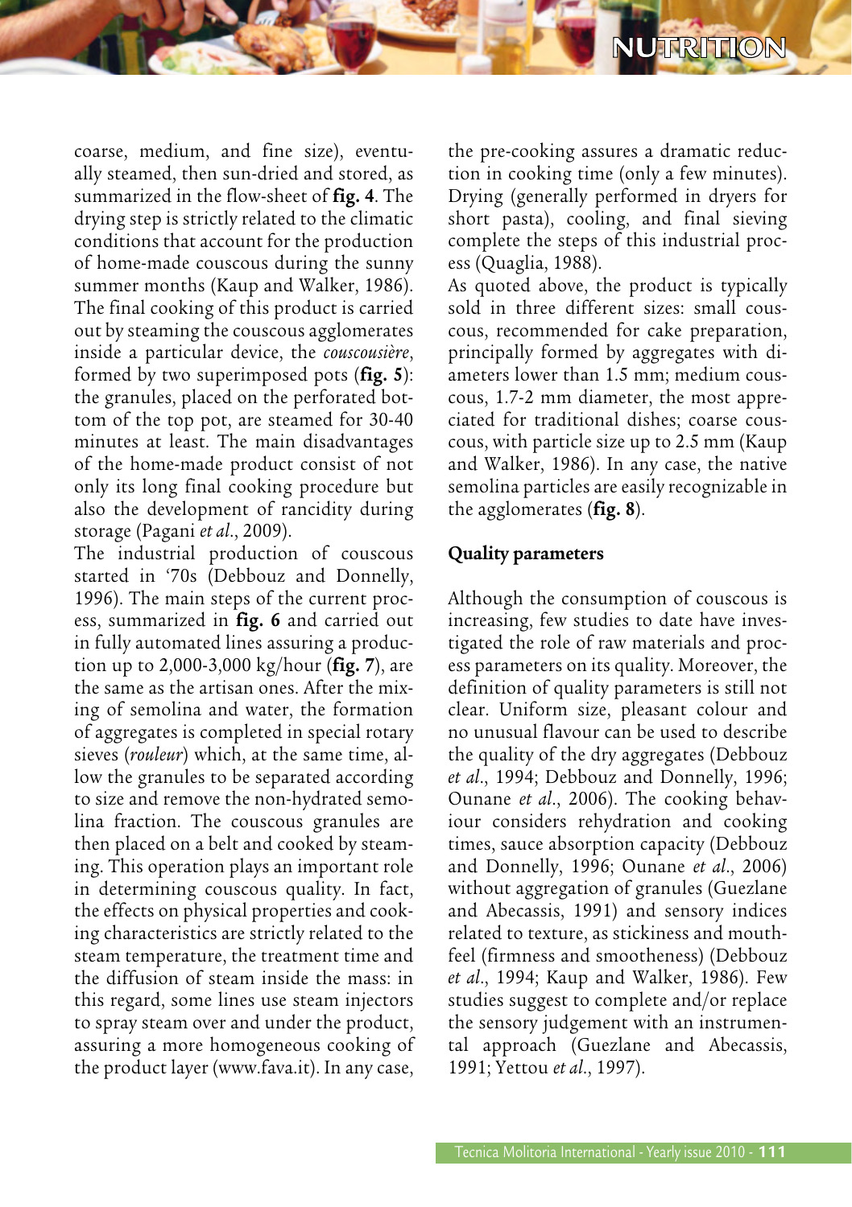coarse, medium, and fine size), eventually steamed, then sun-dried and stored, as summarized in the flow-sheet of **fig. 4**. The drying step is strictly related to the climatic conditions that account for the production of home-made couscous during the sunny summer months (Kaup and Walker, 1986). The final cooking of this product is carried out by steaming the couscous agglomerates inside a particular device, the *couscousière*, formed by two superimposed pots (**fig. 5**): the granules, placed on the perforated bottom of the top pot, are steamed for 30-40 minutes at least. The main disadvantages of the home-made product consist of not only its long final cooking procedure but also the development of rancidity during storage (Pagani *et al*., 2009).

The industrial production of couscous started in '70s (Debbouz and Donnelly, 1996). The main steps of the current process, summarized in **fig. 6** and carried out in fully automated lines assuring a production up to 2,000-3,000 kg/hour (**fig. 7**), are the same as the artisan ones. After the mixing of semolina and water, the formation of aggregates is completed in special rotary sieves (*rouleur*) which, at the same time, allow the granules to be separated according to size and remove the non-hydrated semolina fraction. The couscous granules are then placed on a belt and cooked by steaming. This operation plays an important role in determining couscous quality. In fact, the effects on physical properties and cooking characteristics are strictly related to the steam temperature, the treatment time and the diffusion of steam inside the mass: in this regard, some lines use steam injectors to spray steam over and under the product, assuring a more homogeneous cooking of the product layer (www.fava.it). In any case, the pre-cooking assures a dramatic reduction in cooking time (only a few minutes). Drying (generally performed in dryers for short pasta), cooling, and final sieving complete the steps of this industrial process (Quaglia, 1988).

As quoted above, the product is typically sold in three different sizes: small couscous, recommended for cake preparation, principally formed by aggregates with diameters lower than 1.5 mm; medium couscous, 1.7-2 mm diameter, the most appreciated for traditional dishes; coarse couscous, with particle size up to 2.5 mm (Kaup and Walker, 1986). In any case, the native semolina particles are easily recognizable in the agglomerates (**fig. 8**).

## Quality parameters

Although the consumption of couscous is increasing, few studies to date have investigated the role of raw materials and process parameters on its quality. Moreover, the definition of quality parameters is still not clear. Uniform size, pleasant colour and no unusual flavour can be used to describe the quality of the dry aggregates (Debbouz *et al*., 1994; Debbouz and Donnelly, 1996; Ounane *et al*., 2006). The cooking behaviour considers rehydration and cooking times, sauce absorption capacity (Debbouz and Donnelly, 1996; Ounane *et al*., 2006) without aggregation of granules (Guezlane and Abecassis, 1991) and sensory indices related to texture, as stickiness and mouthfeel (firmness and smootheness) (Debbouz *et al*., 1994; Kaup and Walker, 1986). Few studies suggest to complete and/or replace the sensory judgement with an instrumental approach (Guezlane and Abecassis, 1991; Yettou *et al*., 1997).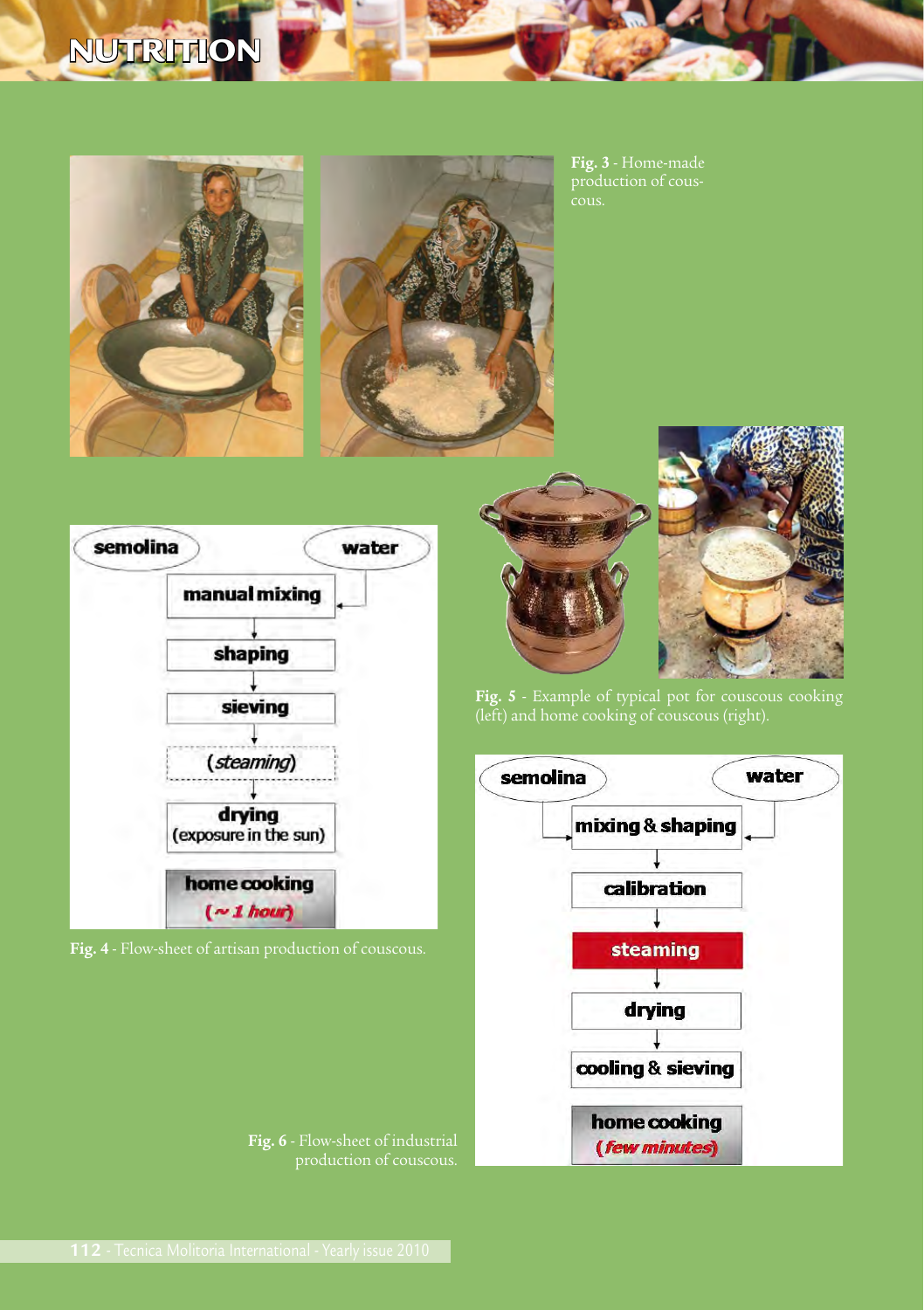Fig. 3 - Home-made production of couscous.

| semolina | water |
|---|---|
| manual mixing | |
| shaping | |
| sieving | |
| (*steaming*) | |
| drying (exposure in the sun) | |
| home cooking (*~ 1 hour*) | |

Fig. 4 - Flow-sheet of artisan production of couscous.

Fig. 5 - Example of typical pot for couscous cooking (left) and home cooking of couscous (right).

| semolina | water |
|---|---|
| mixing & shaping | |
| calibration | |
| steaming | |
| drying | |
| cooling & sieving | |
| home cooking (*few minutes*) | |

Fig. 6 - Flow-sheet of industrial production of couscous.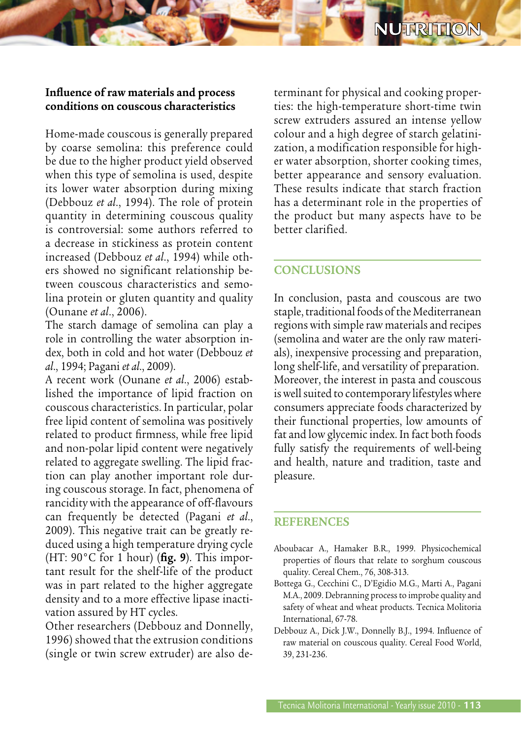### Influence of raw materials and process conditions on couscous characteristics

Home-made couscous is generally prepared by coarse semolina: this preference could be due to the higher product yield observed when this type of semolina is used, despite its lower water absorption during mixing (Debbouz *et al*., 1994). The role of protein quantity in determining couscous quality is controversial: some authors referred to a decrease in stickiness as protein content increased (Debbouz *et al*., 1994) while others showed no significant relationship between couscous characteristics and semolina protein or gluten quantity and quality (Ounane *et al*., 2006).

The starch damage of semolina can play a role in controlling the water absorption index, both in cold and hot water (Debbouz *et al*., 1994; Pagani *et al*., 2009).

A recent work (Ounane *et al*., 2006) established the importance of lipid fraction on couscous characteristics. In particular, polar free lipid content of semolina was positively related to product firmness, while free lipid and non-polar lipid content were negatively related to aggregate swelling. The lipid fraction can play another important role during couscous storage. In fact, phenomena of rancidity with the appearance of off-flavours can frequently be detected (Pagani *et al*., 2009). This negative trait can be greatly reduced using a high temperature drying cycle (HT: 90°C for 1 hour) (**fig. 9**). This important result for the shelf-life of the product was in part related to the higher aggregate density and to a more effective lipase inactivation assured by HT cycles.

Other researchers (Debbouz and Donnelly, 1996) showed that the extrusion conditions (single or twin screw extruder) are also determinant for physical and cooking properties: the high-temperature short-time twin screw extruders assured an intense yellow colour and a high degree of starch gelatinization, a modification responsible for higher water absorption, shorter cooking times, better appearance and sensory evaluation. These results indicate that starch fraction has a determinant role in the properties of the product but many aspects have to be better clarified.

## CONCLUSIONS

In conclusion, pasta and couscous are two staple, traditional foods of the Mediterranean regions with simple raw materials and recipes (semolina and water are the only raw materials), inexpensive processing and preparation, long shelf-life, and versatility of preparation. Moreover, the interest in pasta and couscous is well suited to contemporary lifestyles where consumers appreciate foods characterized by their functional properties, low amounts of fat and low glycemic index. In fact both foods fully satisfy the requirements of well-being and health, nature and tradition, taste and pleasure.

## REFERENCES

Aboubacar A., Hamaker B.R., 1999. Physicochemical properties of flours that relate to sorghum couscous quality. Cereal Chem., 76, 308-313.

Bottega G., Cecchini C., D'Egidio M.G., Marti A., Pagani M.A., 2009. Debranning process to improbe quality and safety of wheat and wheat products. Tecnica Molitoria International, 67-78.

Debbouz A., Dick J.W., Donnelly B.J., 1994. Influence of raw material on couscous quality. Cereal Food World, 39, 231-236.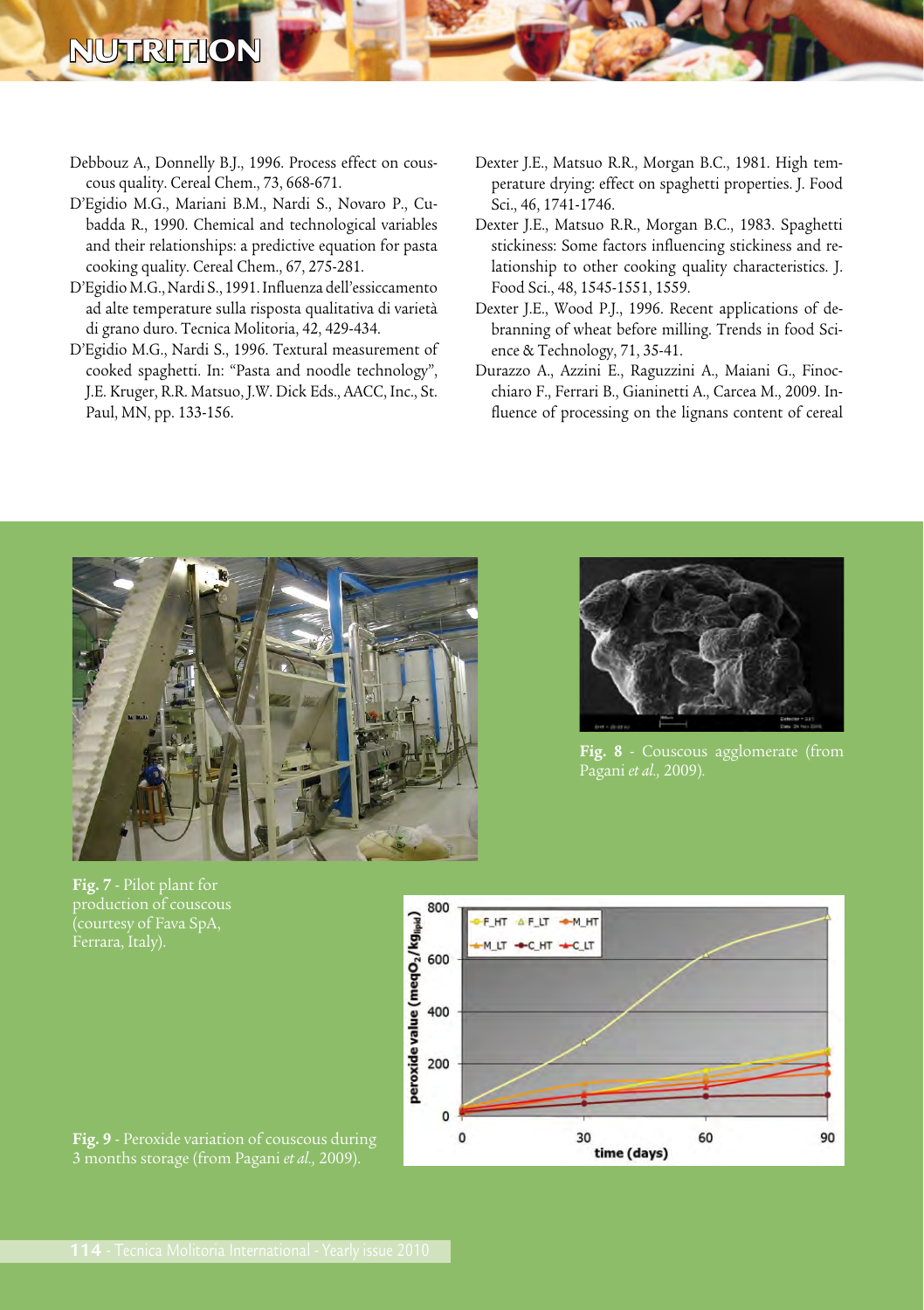Debbouz A., Donnelly B.J., 1996. Process effect on couscous quality. Cereal Chem., 73, 668-671.

D'Egidio M.G., Mariani B.M., Nardi S., Novaro P., Cubadda R., 1990. Chemical and technological variables and their relationships: a predictive equation for pasta cooking quality. Cereal Chem., 67, 275-281.

D'Egidio M.G., Nardi S., 1991. Influenza dell'essiccamento ad alte temperature sulla risposta qualitativa di varietà di grano duro. Tecnica Molitoria, 42, 429-434.

D'Egidio M.G., Nardi S., 1996. Textural measurement of cooked spaghetti. In: "Pasta and noodle technology", J.E. Kruger, R.R. Matsuo, J.W. Dick Eds., AACC, Inc., St. Paul, MN, pp. 133-156.

Dexter J.E., Matsuo R.R., Morgan B.C., 1981. High temperature drying: effect on spaghetti properties. J. Food Sci., 46, 1741-1746.

Dexter J.E., Matsuo R.R., Morgan B.C., 1983. Spaghetti stickiness: Some factors influencing stickiness and relationship to other cooking quality characteristics. J. Food Sci., 48, 1545-1551, 1559.

Dexter J.E., Wood P.J., 1996. Recent applications of debranning of wheat before milling. Trends in food Science & Technology, 71, 35-41.

Durazzo A., Azzini E., Raguzzini A., Maiani G., Finocchiaro F., Ferrari B., Gianinetti A., Carcea M., 2009. Influence of processing on the lignans content of cereal

**Fig. 7** - Pilot plant for production of couscous (courtesy of Fava SpA, Ferrara, Italy).

**Fig. 8** - Couscous agglomerate (from Pagani *et al.*, 2009).

**Fig. 9** - Peroxide variation of couscous during 3 months storage (from Pagani *et al.*, 2009).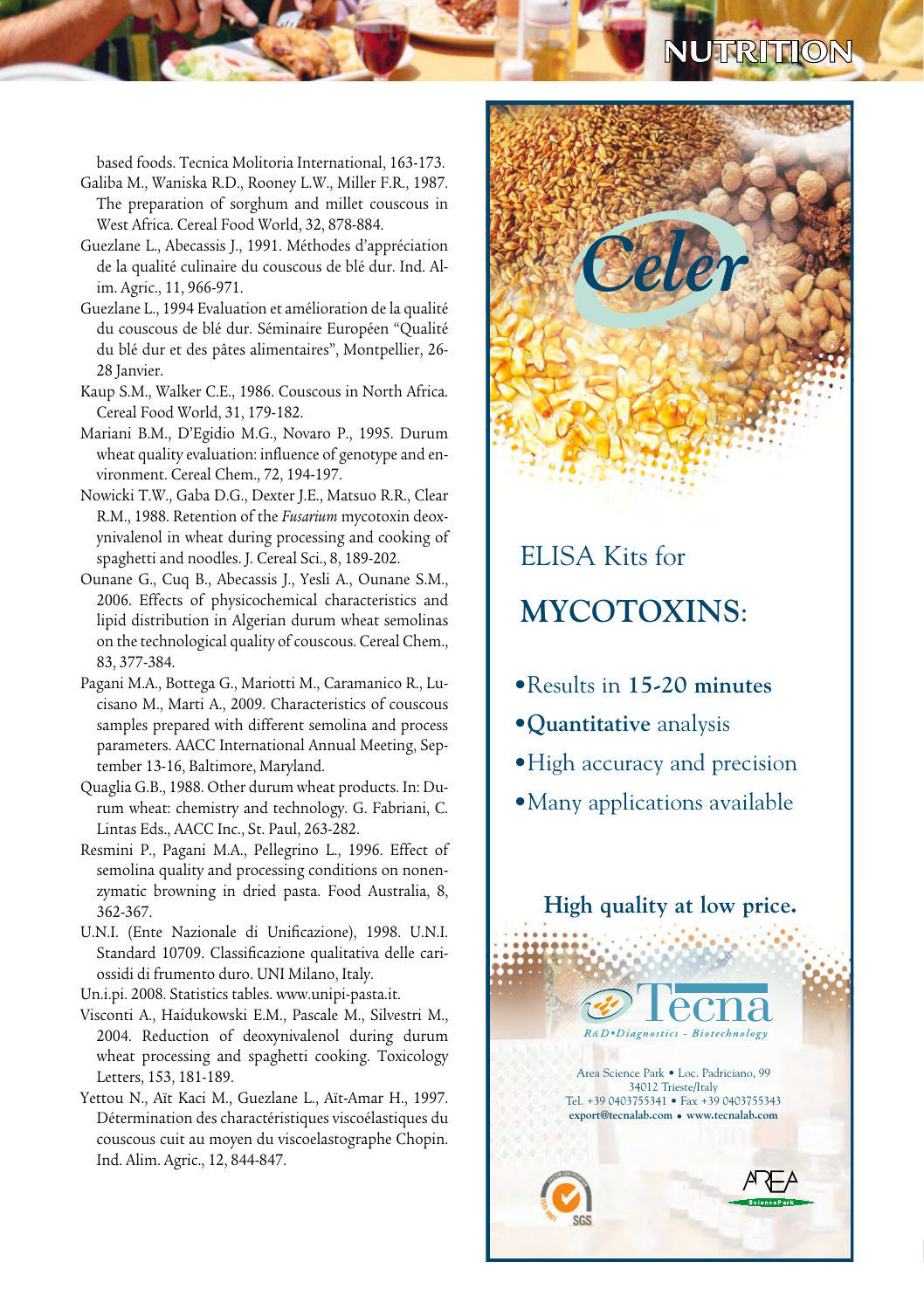based foods. Tecnica Molitoria International, 163-173.

Galiba M., Waniska R.D., Rooney L.W., Miller F.R., 1987. The preparation of sorghum and millet couscous in West Africa. Cereal Food World, 32, 878-884.

Guezlane L., Abecassis J., 1991. Méthodes d'appréciation de la qualité culinaire du couscous de blé dur. Ind. Alim. Agric., 11, 966-971.

Guezlane L., 1994 Evaluation et amélioration de la qualité du couscous de blé dur. Séminaire Européen "Qualité du blé dur et des pâtes alimentaires", Montpellier, 26-28 Janvier.

Kaup S.M., Walker C.E., 1986. Couscous in North Africa. Cereal Food World, 31, 179-182.

Mariani B.M., D'Egidio M.G., Novaro P., 1995. Durum wheat quality evaluation: influence of genotype and environment. Cereal Chem., 72, 194-197.

Nowicki T.W., Gaba D.G., Dexter J.E., Matsuo R.R., Clear R.M., 1988. Retention of the *Fusarium* mycotoxin deoxynivalenol in wheat during processing and cooking of spaghetti and noodles. J. Cereal Sci., 8, 189-202.

Ounane G., Cuq B., Abecassis J., Yesli A., Ounane S.M., 2006. Effects of physicochemical characteristics and lipid distribution in Algerian durum wheat semolinas on the technological quality of couscous. Cereal Chem., 83, 377-384.

Pagani M.A., Bottega G., Mariotti M., Caramanico R., Lucisano M., Marti A., 2009. Characteristics of couscous samples prepared with different semolina and process parameters. AACC International Annual Meeting, September 13-16, Baltimore, Maryland.

Quaglia G.B., 1988. Other durum wheat products. In: Durum wheat: chemistry and technology. G. Fabriani, C. Lintas Eds., AACC Inc., St. Paul, 263-282.

Resmini P., Pagani M.A., Pellegrino L., 1996. Effect of semolina quality and processing conditions on nonenzymatic browning in dried pasta. Food Australia, 8, 362-367.

U.N.I. (Ente Nazionale di Unificazione), 1998. U.N.I. Standard 10709. Classificazione qualitativa delle cariossidi di frumento duro. UNI Milano, Italy.

Un.i.pi. 2008. Statistics tables. www.unipi-pasta.it.

Visconti A., Haidukowski E.M., Pascale M., Silvestri M., 2004. Reduction of deoxynivalenol during durum wheat processing and spaghetti cooking. Toxicology Letters, 153, 181-189.

Yettou N., Aït Kaci M., Guezlane L., Aït-Amar H., 1997. Détermination des charactéristiques viscoélastiques du couscous cuit au moyen du viscoelastographe Chopin. Ind. Alim. Agric., 12, 844-847.

Celer

ELISA Kits for

**MYCOTOXINS**:

- Results in **15-20 minutes**
- **Quantitative** analysis
- High accuracy and precision
- Many applications available

**High quality at low price.**

Tecna

R&D•Diagnostics - Biotechnology

Area Science Park • Loc. Padriciano, 99
34012 Trieste/Italy
Tel. +39 0403755341 • Fax +39 0403755343
**export@tecnalab.com • www.tecnalab.com**